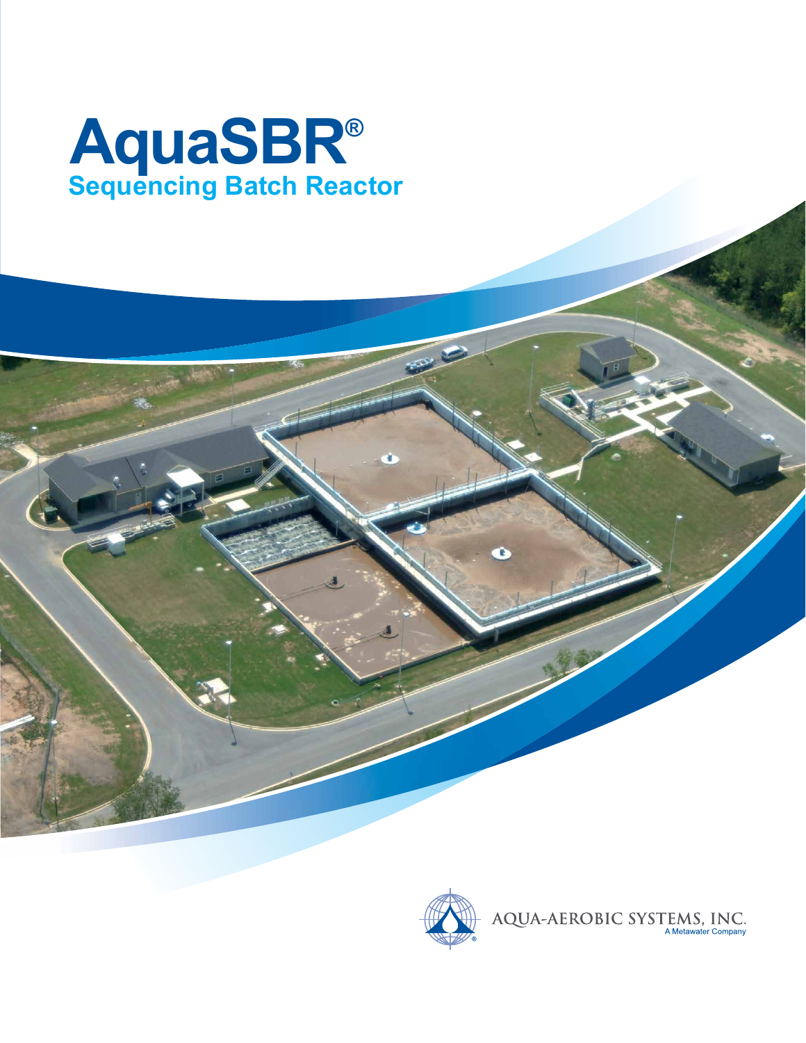# AquaSBR®

## Sequencing Batch Reactor

AQUA-AEROBIC SYSTEMS, INC.
A Metawater Company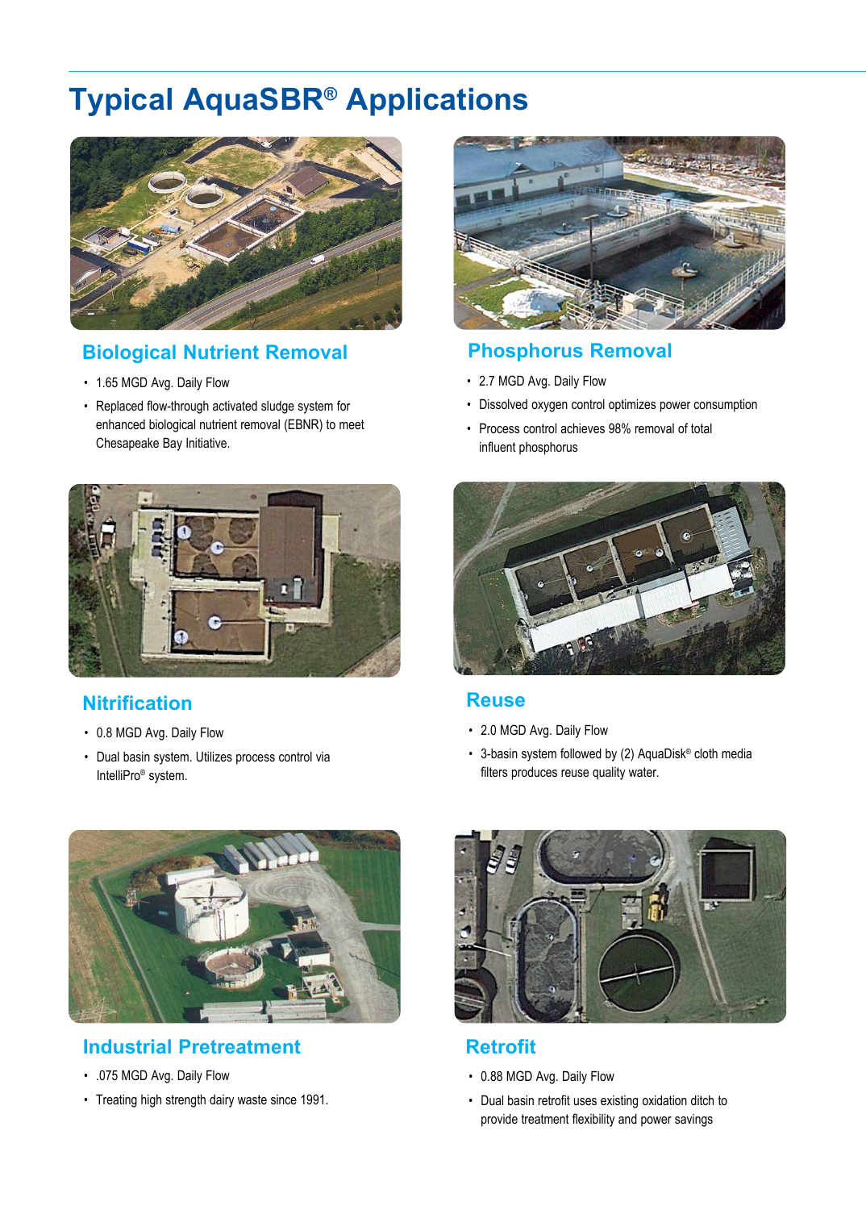# Typical AquaSBR® Applications

## Biological Nutrient Removal

- 1.65 MGD Avg. Daily Flow
- Replaced flow-through activated sludge system for enhanced biological nutrient removal (EBNR) to meet Chesapeake Bay Initiative.

## Phosphorus Removal

- 2.7 MGD Avg. Daily Flow
- Dissolved oxygen control optimizes power consumption
- Process control achieves 98% removal of total influent phosphorus

## Nitrification

- 0.8 MGD Avg. Daily Flow
- Dual basin system. Utilizes process control via IntelliPro® system.

## Reuse

- 2.0 MGD Avg. Daily Flow
- 3-basin system followed by (2) AquaDisk® cloth media filters produces reuse quality water.

## Industrial Pretreatment

- .075 MGD Avg. Daily Flow
- Treating high strength dairy waste since 1991.

## Retrofit

- 0.88 MGD Avg. Daily Flow
- Dual basin retrofit uses existing oxidation ditch to provide treatment flexibility and power savings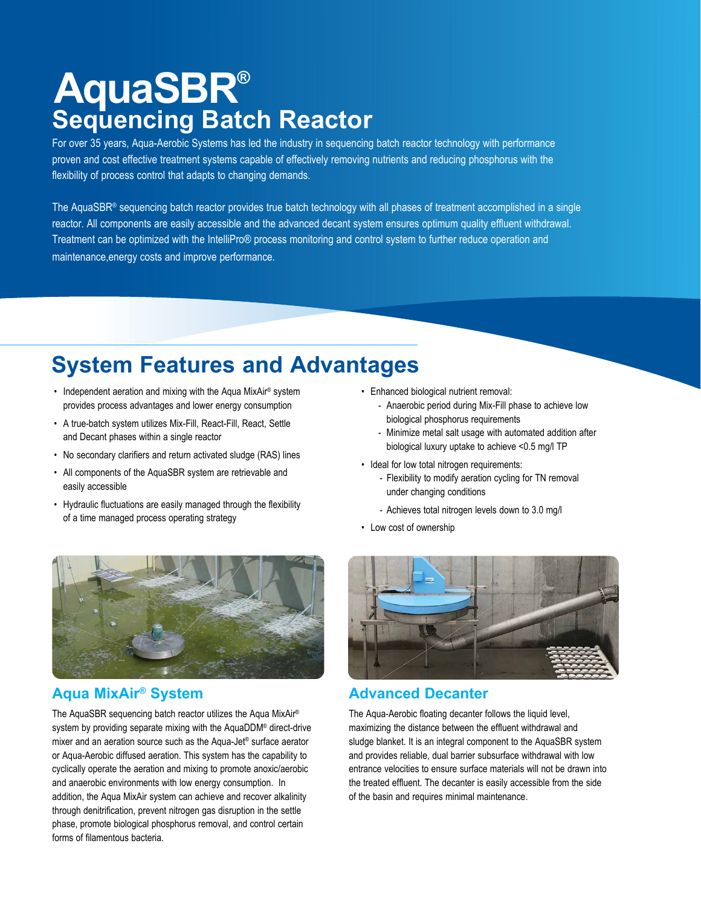# AquaSBR®

## Sequencing Batch Reactor

For over 35 years, Aqua-Aerobic Systems has led the industry in sequencing batch reactor technology with performance proven and cost effective treatment systems capable of effectively removing nutrients and reducing phosphorus with the flexibility of process control that adapts to changing demands.

The AquaSBR® sequencing batch reactor provides true batch technology with all phases of treatment accomplished in a single reactor. All components are easily accessible and the advanced decant system ensures optimum quality effluent withdrawal. Treatment can be optimized with the IntelliPro® process monitoring and control system to further reduce operation and maintenance,energy costs and improve performance.

## System Features and Advantages

- Independent aeration and mixing with the Aqua MixAir® system provides process advantages and lower energy consumption
- A true-batch system utilizes Mix-Fill, React-Fill, React, Settle and Decant phases within a single reactor
- No secondary clarifiers and return activated sludge (RAS) lines
- All components of the AquaSBR system are retrievable and easily accessible
- Hydraulic fluctuations are easily managed through the flexibility of a time managed process operating strategy
- Enhanced biological nutrient removal:
  - Anaerobic period during Mix-Fill phase to achieve low biological phosphorus requirements
  - Minimize metal salt usage with automated addition after biological luxury uptake to achieve <0.5 mg/l TP
- Ideal for low total nitrogen requirements:
  - Flexibility to modify aeration cycling for TN removal under changing conditions
  - Achieves total nitrogen levels down to 3.0 mg/l
- Low cost of ownership

### Aqua MixAir® System

The AquaSBR sequencing batch reactor utilizes the Aqua MixAir® system by providing separate mixing with the AquaDDM® direct-drive mixer and an aeration source such as the Aqua-Jet® surface aerator or Aqua-Aerobic diffused aeration. This system has the capability to cyclically operate the aeration and mixing to promote anoxic/aerobic and anaerobic environments with low energy consumption. In addition, the Aqua MixAir system can achieve and recover alkalinity through denitrification, prevent nitrogen gas disruption in the settle phase, promote biological phosphorus removal, and control certain forms of filamentous bacteria.

### Advanced Decanter

The Aqua-Aerobic floating decanter follows the liquid level, maximizing the distance between the effluent withdrawal and sludge blanket. It is an integral component to the AquaSBR system and provides reliable, dual barrier subsurface withdrawal with low entrance velocities to ensure surface materials will not be drawn into the treated effluent. The decanter is easily accessible from the side of the basin and requires minimal maintenance.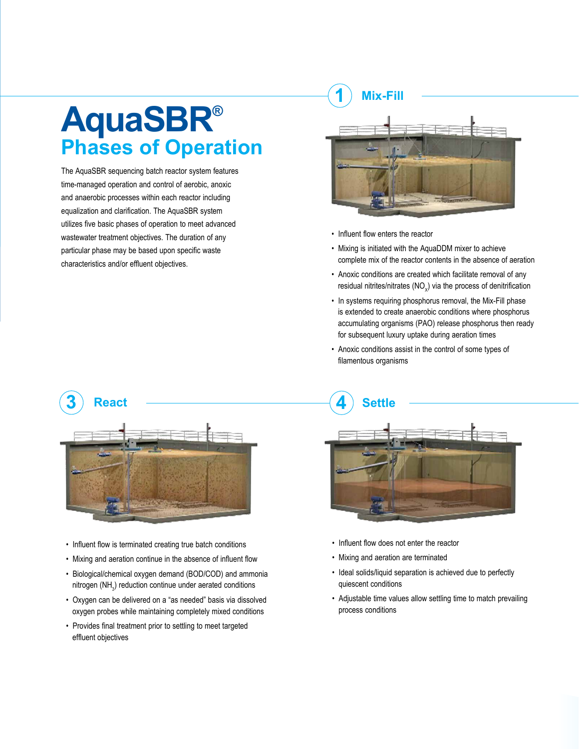# AquaSBR®

## Phases of Operation

The AquaSBR sequencing batch reactor system features time-managed operation and control of aerobic, anoxic and anaerobic processes within each reactor including equalization and clarification. The AquaSBR system utilizes five basic phases of operation to meet advanced wastewater treatment objectives. The duration of any particular phase may be based upon specific waste characteristics and/or effluent objectives.

### 1 Mix-Fill

- Influent flow enters the reactor
- Mixing is initiated with the AquaDDM mixer to achieve complete mix of the reactor contents in the absence of aeration
- Anoxic conditions are created which facilitate removal of any residual nitrites/nitrates ($NO_x$) via the process of denitrification
- In systems requiring phosphorus removal, the Mix-Fill phase is extended to create anaerobic conditions where phosphorus accumulating organisms (PAO) release phosphorus then ready for subsequent luxury uptake during aeration times
- Anoxic conditions assist in the control of some types of filamentous organisms

### 3 React

- Influent flow is terminated creating true batch conditions
- Mixing and aeration continue in the absence of influent flow
- Biological/chemical oxygen demand (BOD/COD) and ammonia nitrogen ($NH_3$) reduction continue under aerated conditions
- Oxygen can be delivered on a "as needed" basis via dissolved oxygen probes while maintaining completely mixed conditions
- Provides final treatment prior to settling to meet targeted effluent objectives

### 4 Settle

- Influent flow does not enter the reactor
- Mixing and aeration are terminated
- Ideal solids/liquid separation is achieved due to perfectly quiescent conditions
- Adjustable time values allow settling time to match prevailing process conditions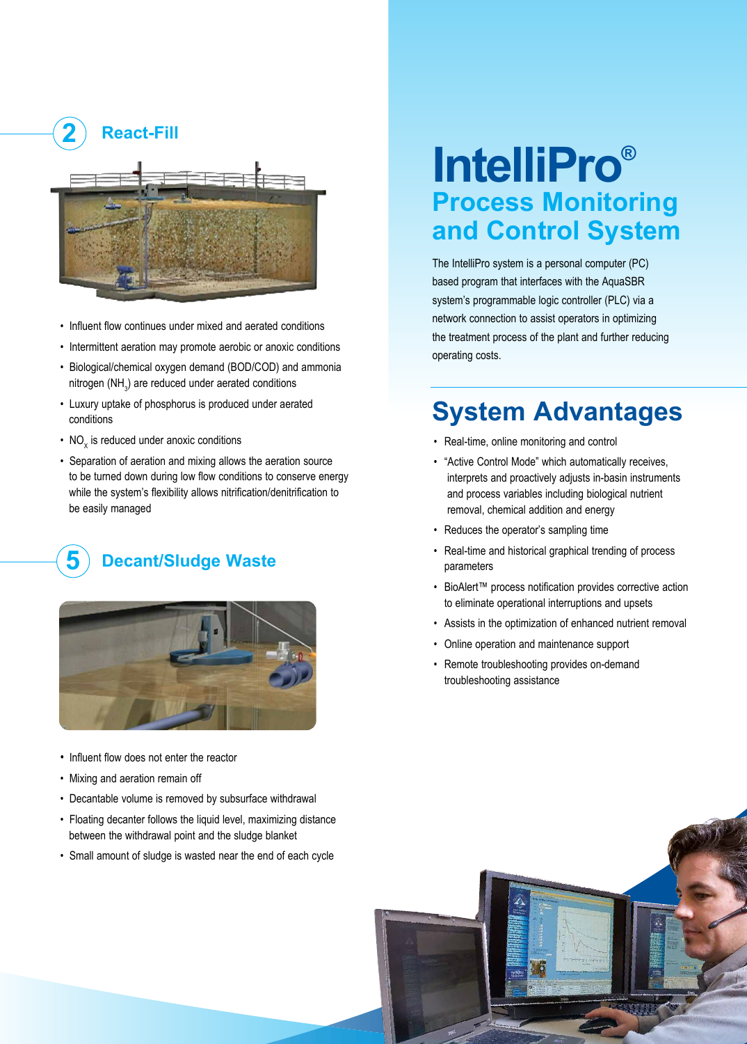## 2 React-Fill

- Influent flow continues under mixed and aerated conditions
- Intermittent aeration may promote aerobic or anoxic conditions
- Biological/chemical oxygen demand (BOD/COD) and ammonia nitrogen ($NH_3$) are reduced under aerated conditions
- Luxury uptake of phosphorus is produced under aerated conditions
- $NO_x$ is reduced under anoxic conditions
- Separation of aeration and mixing allows the aeration source to be turned down during low flow conditions to conserve energy while the system's flexibility allows nitrification/denitrification to be easily managed

## 5 Decant/Sludge Waste

- Influent flow does not enter the reactor
- Mixing and aeration remain off
- Decantable volume is removed by subsurface withdrawal
- Floating decanter follows the liquid level, maximizing distance between the withdrawal point and the sludge blanket
- Small amount of sludge is wasted near the end of each cycle

# IntelliPro®

## Process Monitoring and Control System

The IntelliPro system is a personal computer (PC) based program that interfaces with the AquaSBR system's programmable logic controller (PLC) via a network connection to assist operators in optimizing the treatment process of the plant and further reducing operating costs.

## System Advantages

- Real-time, online monitoring and control
- "Active Control Mode" which automatically receives, interprets and proactively adjusts in-basin instruments and process variables including biological nutrient removal, chemical addition and energy
- Reduces the operator's sampling time
- Real-time and historical graphical trending of process parameters
- BioAlert™ process notification provides corrective action to eliminate operational interruptions and upsets
- Assists in the optimization of enhanced nutrient removal
- Online operation and maintenance support
- Remote troubleshooting provides on-demand troubleshooting assistance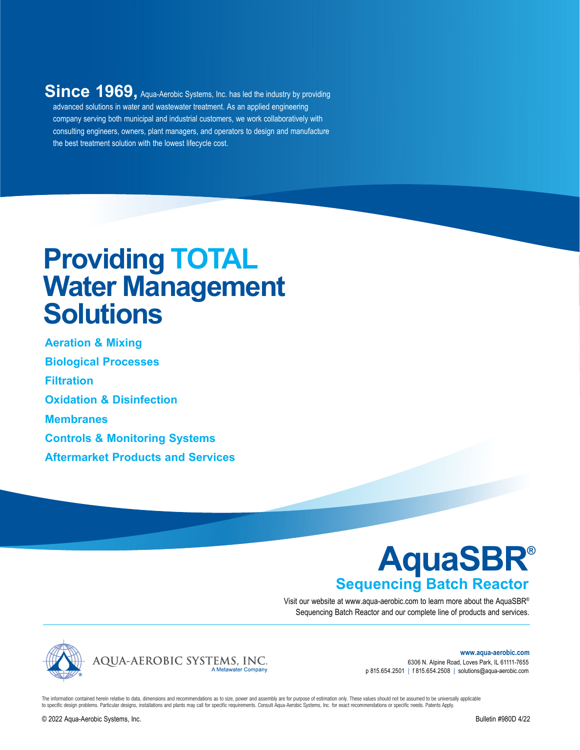**Since 1969,** Aqua-Aerobic Systems, Inc. has led the industry by providing advanced solutions in water and wastewater treatment. As an applied engineering company serving both municipal and industrial customers, we work collaboratively with consulting engineers, owners, plant managers, and operators to design and manufacture the best treatment solution with the lowest lifecycle cost.

# Providing TOTAL Water Management Solutions

**Aeration & Mixing**

**Biological Processes**

**Filtration**

**Oxidation & Disinfection**

**Membranes**

**Controls & Monitoring Systems**

**Aftermarket Products and Services**

## AquaSBR®

### Sequencing Batch Reactor

Visit our website at www.aqua-aerobic.com to learn more about the AquaSBR® Sequencing Batch Reactor and our complete line of products and services.

AQUA-AEROBIC SYSTEMS, INC.
A Metawater Company

**www.aqua-aerobic.com**
6306 N. Alpine Road, Loves Park, IL 61111-7655
p 815.654.2501 | f 815.654.2508 | solutions@aqua-aerobic.com

The information contained herein relative to data, dimensions and recommendations as to size, power and assembly are for purpose of estimation only. These values should not be assumed to be universally applicable to specific design problems. Particular designs, installations and plants may call for specific requirements. Consult Aqua-Aerobic Systems, Inc. for exact recommendations or specific needs. Patents Apply.

© 2022 Aqua-Aerobic Systems, Inc.

Bulletin #980D 4/22